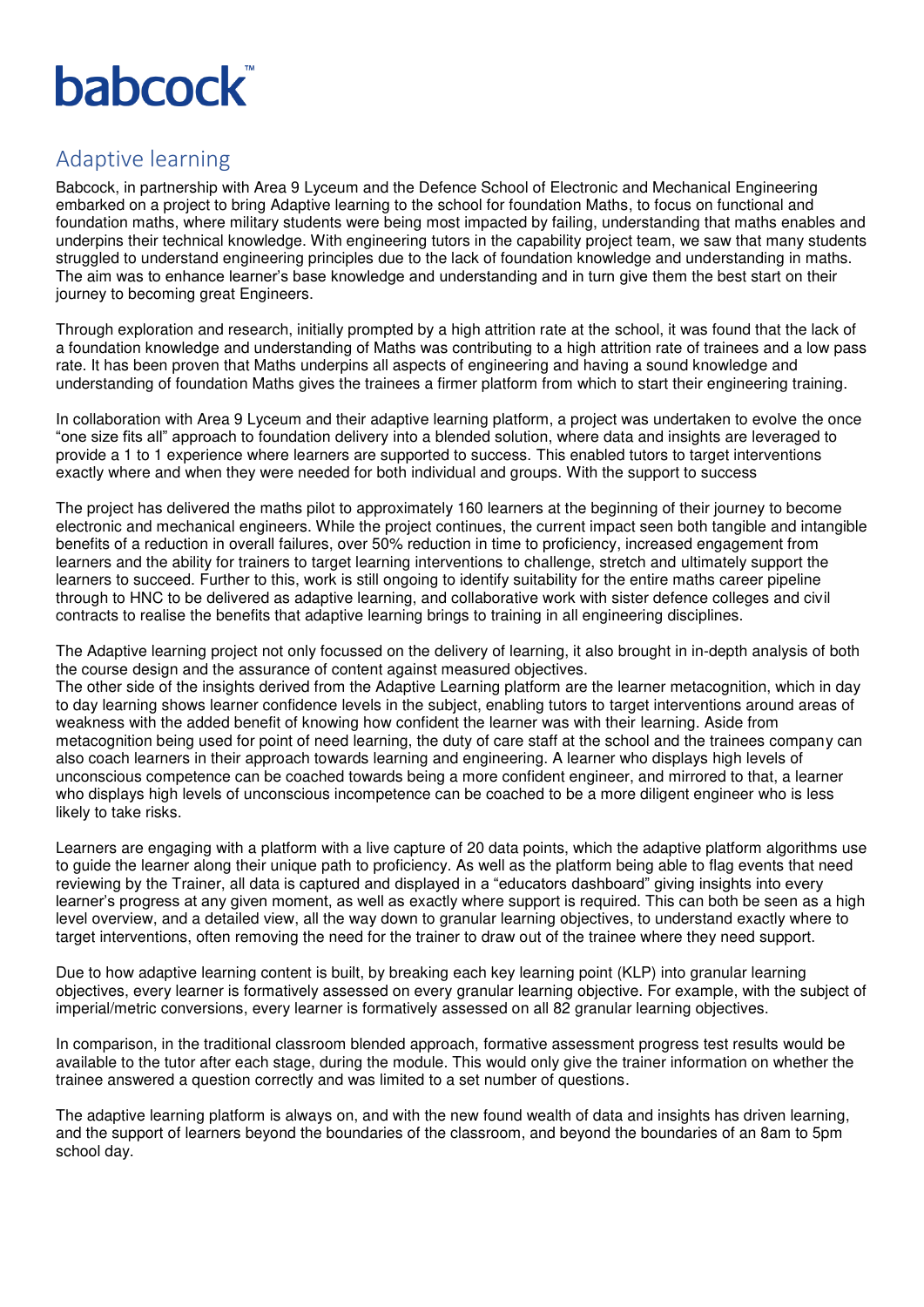babcock™

## Adaptive learning

Babcock, in partnership with Area 9 Lyceum and the Defence School of Electronic and Mechanical Engineering embarked on a project to bring Adaptive learning to the school for foundation Maths, to focus on functional and foundation maths, where military students were being most impacted by failing, understanding that maths enables and underpins their technical knowledge. With engineering tutors in the capability project team, we saw that many students struggled to understand engineering principles due to the lack of foundation knowledge and understanding in maths. The aim was to enhance learner's base knowledge and understanding and in turn give them the best start on their journey to becoming great Engineers.

Through exploration and research, initially prompted by a high attrition rate at the school, it was found that the lack of a foundation knowledge and understanding of Maths was contributing to a high attrition rate of trainees and a low pass rate. It has been proven that Maths underpins all aspects of engineering and having a sound knowledge and understanding of foundation Maths gives the trainees a firmer platform from which to start their engineering training.

In collaboration with Area 9 Lyceum and their adaptive learning platform, a project was undertaken to evolve the once "one size fits all" approach to foundation delivery into a blended solution, where data and insights are leveraged to provide a 1 to 1 experience where learners are supported to success. This enabled tutors to target interventions exactly where and when they were needed for both individual and groups. With the support to success

The project has delivered the maths pilot to approximately 160 learners at the beginning of their journey to become electronic and mechanical engineers. While the project continues, the current impact seen both tangible and intangible benefits of a reduction in overall failures, over 50% reduction in time to proficiency, increased engagement from learners and the ability for trainers to target learning interventions to challenge, stretch and ultimately support the learners to succeed. Further to this, work is still ongoing to identify suitability for the entire maths career pipeline through to HNC to be delivered as adaptive learning, and collaborative work with sister defence colleges and civil contracts to realise the benefits that adaptive learning brings to training in all engineering disciplines.

The Adaptive learning project not only focussed on the delivery of learning, it also brought in in-depth analysis of both the course design and the assurance of content against measured objectives.
The other side of the insights derived from the Adaptive Learning platform are the learner metacognition, which in day to day learning shows learner confidence levels in the subject, enabling tutors to target interventions around areas of weakness with the added benefit of knowing how confident the learner was with their learning. Aside from metacognition being used for point of need learning, the duty of care staff at the school and the trainees company can also coach learners in their approach towards learning and engineering. A learner who displays high levels of unconscious competence can be coached towards being a more confident engineer, and mirrored to that, a learner who displays high levels of unconscious incompetence can be coached to be a more diligent engineer who is less likely to take risks.

Learners are engaging with a platform with a live capture of 20 data points, which the adaptive platform algorithms use to guide the learner along their unique path to proficiency. As well as the platform being able to flag events that need reviewing by the Trainer, all data is captured and displayed in a "educators dashboard" giving insights into every learner's progress at any given moment, as well as exactly where support is required. This can both be seen as a high level overview, and a detailed view, all the way down to granular learning objectives, to understand exactly where to target interventions, often removing the need for the trainer to draw out of the trainee where they need support.

Due to how adaptive learning content is built, by breaking each key learning point (KLP) into granular learning objectives, every learner is formatively assessed on every granular learning objective. For example, with the subject of imperial/metric conversions, every learner is formatively assessed on all 82 granular learning objectives.

In comparison, in the traditional classroom blended approach, formative assessment progress test results would be available to the tutor after each stage, during the module. This would only give the trainer information on whether the trainee answered a question correctly and was limited to a set number of questions.

The adaptive learning platform is always on, and with the new found wealth of data and insights has driven learning, and the support of learners beyond the boundaries of the classroom, and beyond the boundaries of an 8am to 5pm school day.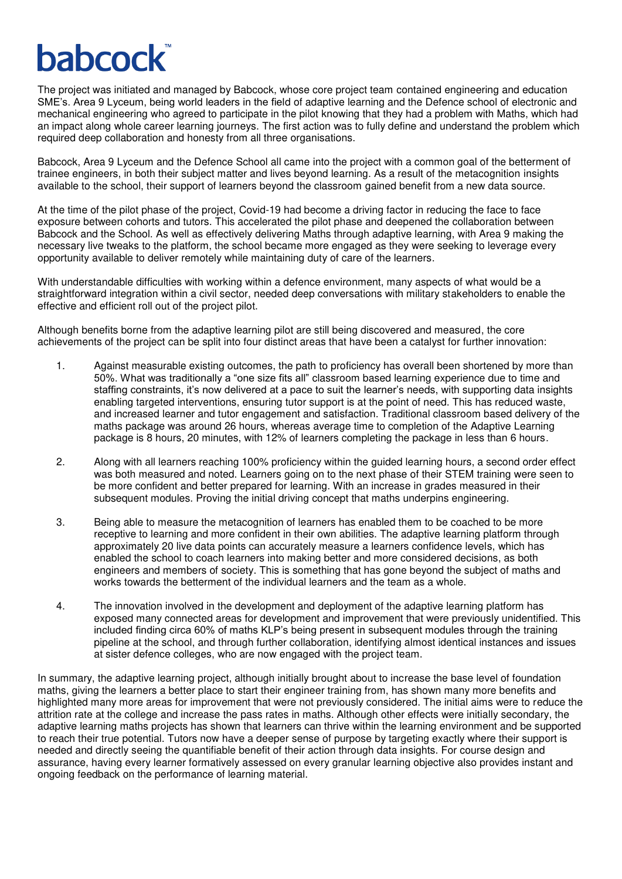The project was initiated and managed by Babcock, whose core project team contained engineering and education SME's. Area 9 Lyceum, being world leaders in the field of adaptive learning and the Defence school of electronic and mechanical engineering who agreed to participate in the pilot knowing that they had a problem with Maths, which had an impact along whole career learning journeys. The first action was to fully define and understand the problem which required deep collaboration and honesty from all three organisations.

Babcock, Area 9 Lyceum and the Defence School all came into the project with a common goal of the betterment of trainee engineers, in both their subject matter and lives beyond learning. As a result of the metacognition insights available to the school, their support of learners beyond the classroom gained benefit from a new data source.

At the time of the pilot phase of the project, Covid-19 had become a driving factor in reducing the face to face exposure between cohorts and tutors. This accelerated the pilot phase and deepened the collaboration between Babcock and the School. As well as effectively delivering Maths through adaptive learning, with Area 9 making the necessary live tweaks to the platform, the school became more engaged as they were seeking to leverage every opportunity available to deliver remotely while maintaining duty of care of the learners.

With understandable difficulties with working within a defence environment, many aspects of what would be a straightforward integration within a civil sector, needed deep conversations with military stakeholders to enable the effective and efficient roll out of the project pilot.

Although benefits borne from the adaptive learning pilot are still being discovered and measured, the core achievements of the project can be split into four distinct areas that have been a catalyst for further innovation:

1. Against measurable existing outcomes, the path to proficiency has overall been shortened by more than 50%. What was traditionally a "one size fits all" classroom based learning experience due to time and staffing constraints, it's now delivered at a pace to suit the learner's needs, with supporting data insights enabling targeted interventions, ensuring tutor support is at the point of need. This has reduced waste, and increased learner and tutor engagement and satisfaction. Traditional classroom based delivery of the maths package was around 26 hours, whereas average time to completion of the Adaptive Learning package is 8 hours, 20 minutes, with 12% of learners completing the package in less than 6 hours.

2. Along with all learners reaching 100% proficiency within the guided learning hours, a second order effect was both measured and noted. Learners going on to the next phase of their STEM training were seen to be more confident and better prepared for learning. With an increase in grades measured in their subsequent modules. Proving the initial driving concept that maths underpins engineering.

3. Being able to measure the metacognition of learners has enabled them to be coached to be more receptive to learning and more confident in their own abilities. The adaptive learning platform through approximately 20 live data points can accurately measure a learners confidence levels, which has enabled the school to coach learners into making better and more considered decisions, as both engineers and members of society. This is something that has gone beyond the subject of maths and works towards the betterment of the individual learners and the team as a whole.

4. The innovation involved in the development and deployment of the adaptive learning platform has exposed many connected areas for development and improvement that were previously unidentified. This included finding circa 60% of maths KLP's being present in subsequent modules through the training pipeline at the school, and through further collaboration, identifying almost identical instances and issues at sister defence colleges, who are now engaged with the project team.

In summary, the adaptive learning project, although initially brought about to increase the base level of foundation maths, giving the learners a better place to start their engineer training from, has shown many more benefits and highlighted many more areas for improvement that were not previously considered. The initial aims were to reduce the attrition rate at the college and increase the pass rates in maths. Although other effects were initially secondary, the adaptive learning maths projects has shown that learners can thrive within the learning environment and be supported to reach their true potential. Tutors now have a deeper sense of purpose by targeting exactly where their support is needed and directly seeing the quantifiable benefit of their action through data insights. For course design and assurance, having every learner formatively assessed on every granular learning objective also provides instant and ongoing feedback on the performance of learning material.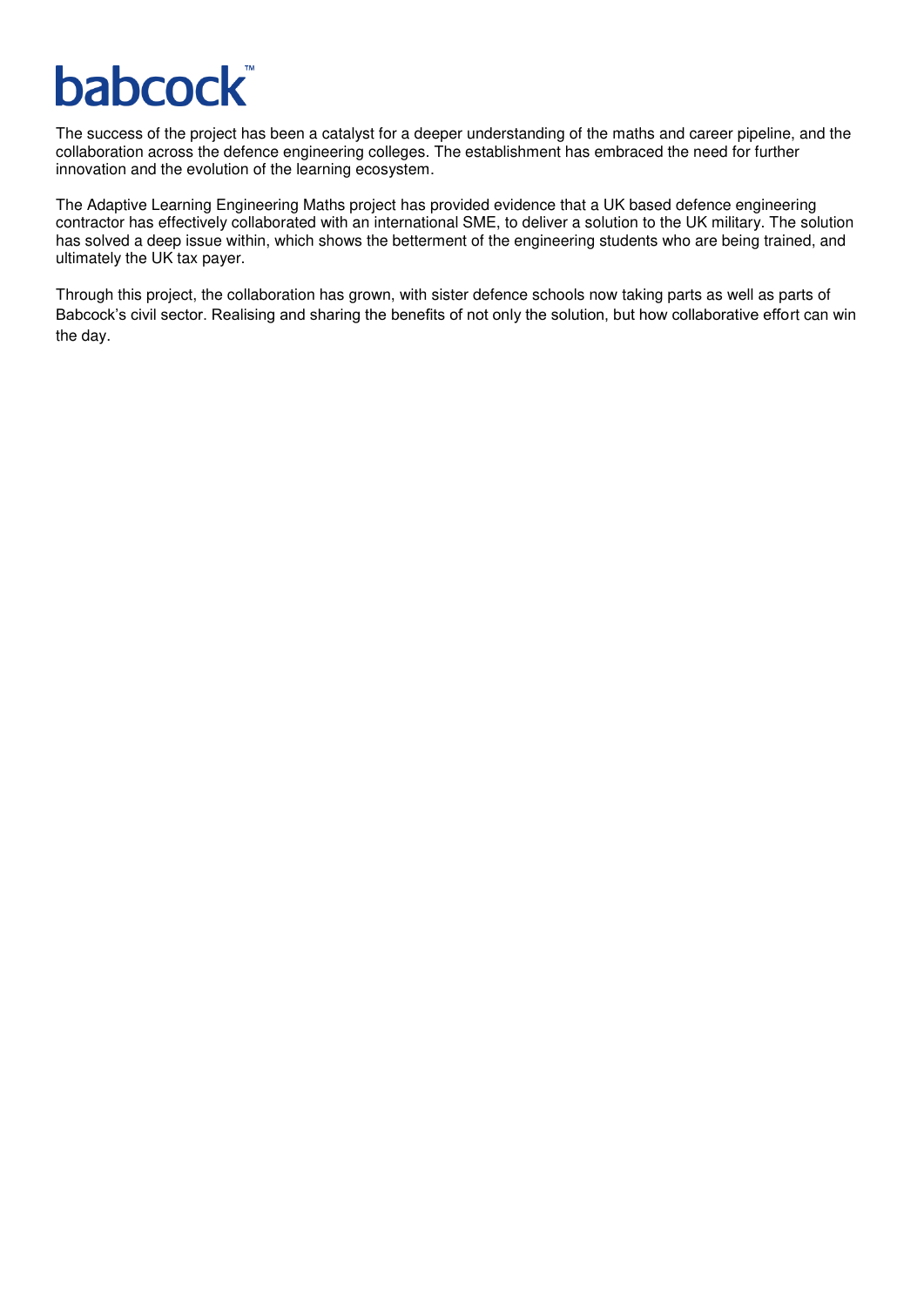The success of the project has been a catalyst for a deeper understanding of the maths and career pipeline, and the collaboration across the defence engineering colleges. The establishment has embraced the need for further innovation and the evolution of the learning ecosystem.

The Adaptive Learning Engineering Maths project has provided evidence that a UK based defence engineering contractor has effectively collaborated with an international SME, to deliver a solution to the UK military. The solution has solved a deep issue within, which shows the betterment of the engineering students who are being trained, and ultimately the UK tax payer.

Through this project, the collaboration has grown, with sister defence schools now taking parts as well as parts of Babcock's civil sector. Realising and sharing the benefits of not only the solution, but how collaborative effort can win the day.